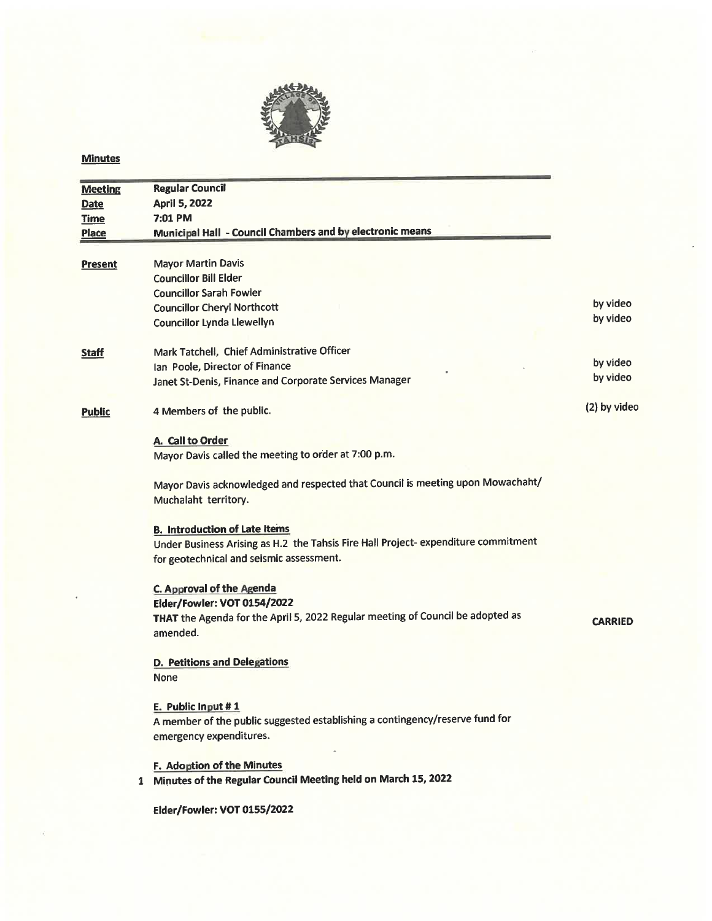**Minutes**

| | | |
|---|---|---|
| **Meeting** | **Regular Council** | |
| **Date** | **April 5, 2022** | |
| **Time** | **7:01 PM** | |
| **Place** | **Municipal Hall - Council Chambers and by electronic means** | |

**Present**

Mayor Martin Davis
Councillor Bill Elder
Councillor Sarah Fowler
Councillor Cheryl Northcott — by video
Councillor Lynda Llewellyn — by video

**Staff**

Mark Tatchell, Chief Administrative Officer
Ian Poole, Director of Finance — by video
Janet St-Denis, Finance and Corporate Services Manager — by video

**Public**

4 Members of the public. — (2) by video

**A. Call to Order**

Mayor Davis called the meeting to order at 7:00 p.m.

Mayor Davis acknowledged and respected that Council is meeting upon Mowachaht/ Muchalaht territory.

**B. Introduction of Late Items**

Under Business Arising as H.2 the Tahsis Fire Hall Project- expenditure commitment for geotechnical and seismic assessment.

**C. Approval of the Agenda**

**Elder/Fowler: VOT 0154/2022**

**THAT** the Agenda for the April 5, 2022 Regular meeting of Council be adopted as amended. — **CARRIED**

**D. Petitions and Delegations**

None

**E. Public Input # 1**

A member of the public suggested establishing a contingency/reserve fund for emergency expenditures.

**F. Adoption of the Minutes**

1 **Minutes of the Regular Council Meeting held on March 15, 2022**

**Elder/Fowler: VOT 0155/2022**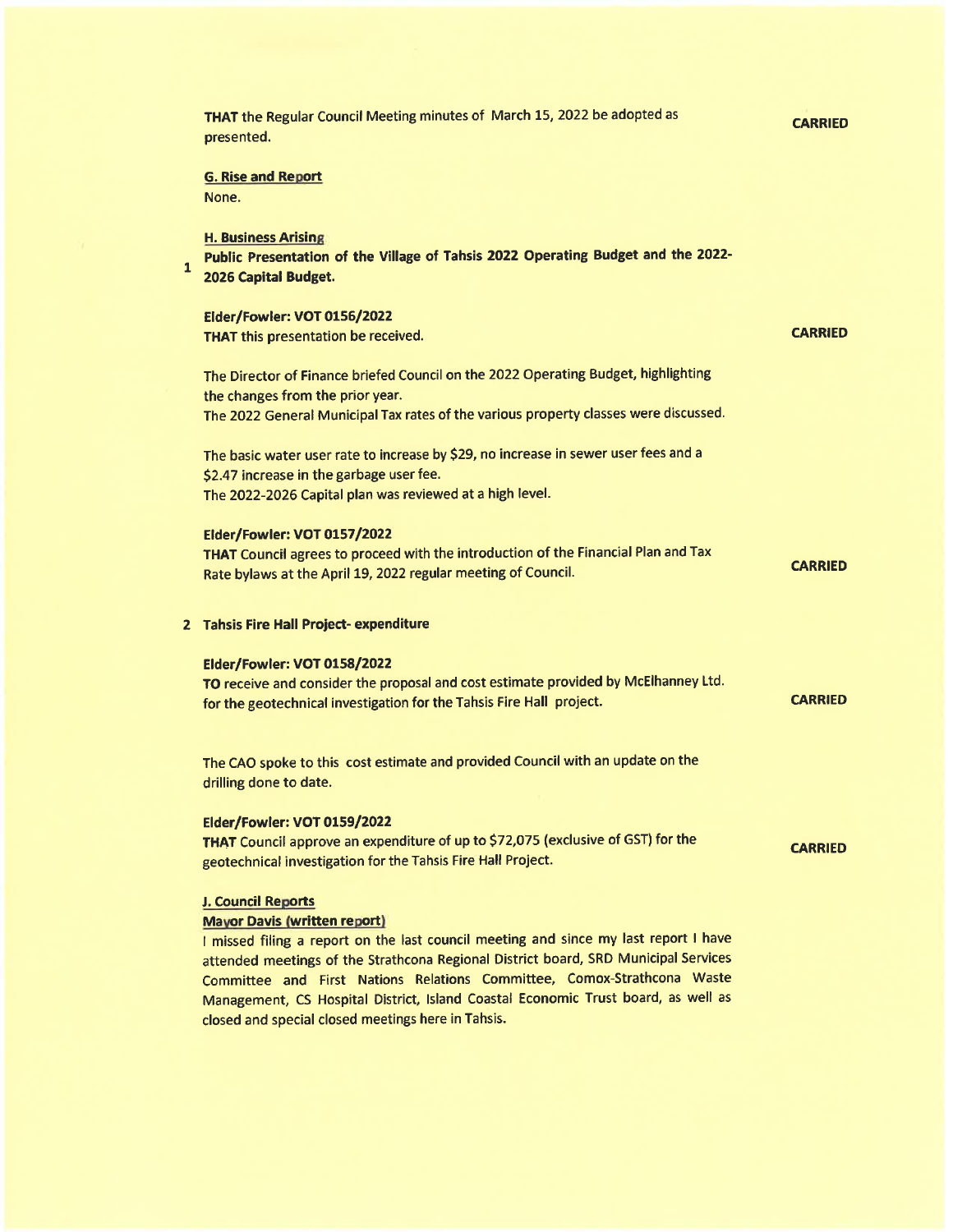THAT the Regular Council Meeting minutes of March 15, 2022 be adopted as presented. **CARRIED**

**G. Rise and Report**

None.

**H. Business Arising**

1 **Public Presentation of the Village of Tahsis 2022 Operating Budget and the 2022-2026 Capital Budget.**

**Elder/Fowler: VOT 0156/2022**
**THAT** this presentation be received. **CARRIED**

The Director of Finance briefed Council on the 2022 Operating Budget, highlighting the changes from the prior year.
The 2022 General Municipal Tax rates of the various property classes were discussed.

The basic water user rate to increase by $29, no increase in sewer user fees and a $2.47 increase in the garbage user fee.
The 2022-2026 Capital plan was reviewed at a high level.

**Elder/Fowler: VOT 0157/2022**
**THAT** Council agrees to proceed with the introduction of the Financial Plan and Tax Rate bylaws at the April 19, 2022 regular meeting of Council. **CARRIED**

2 **Tahsis Fire Hall Project- expenditure**

**Elder/Fowler: VOT 0158/2022**
**TO** receive and consider the proposal and cost estimate provided by McElhanney Ltd. for the geotechnical investigation for the Tahsis Fire Hall project. **CARRIED**

The CAO spoke to this cost estimate and provided Council with an update on the drilling done to date.

**Elder/Fowler: VOT 0159/2022**
**THAT** Council approve an expenditure of up to $72,075 (exclusive of GST) for the geotechnical investigation for the Tahsis Fire Hall Project. **CARRIED**

**J. Council Reports**

**Mayor Davis (written report)**

I missed filing a report on the last council meeting and since my last report I have attended meetings of the Strathcona Regional District board, SRD Municipal Services Committee and First Nations Relations Committee, Comox-Strathcona Waste Management, CS Hospital District, Island Coastal Economic Trust board, as well as closed and special closed meetings here in Tahsis.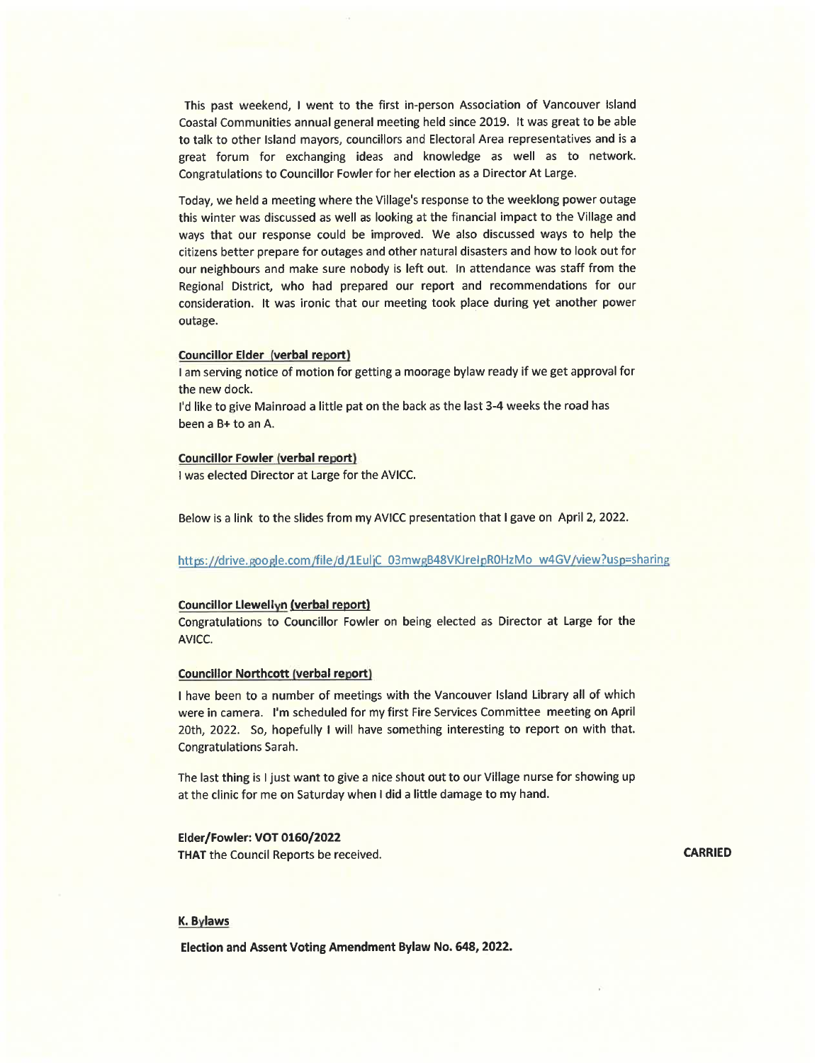This past weekend, I went to the first in-person Association of Vancouver Island Coastal Communities annual general meeting held since 2019. It was great to be able to talk to other Island mayors, councillors and Electoral Area representatives and is a great forum for exchanging ideas and knowledge as well as to network. Congratulations to Councillor Fowler for her election as a Director At Large.

Today, we held a meeting where the Village's response to the weeklong power outage this winter was discussed as well as looking at the financial impact to the Village and ways that our response could be improved. We also discussed ways to help the citizens better prepare for outages and other natural disasters and how to look out for our neighbours and make sure nobody is left out. In attendance was staff from the Regional District, who had prepared our report and recommendations for our consideration. It was ironic that our meeting took place during yet another power outage.

**Councillor Elder (verbal report)**

I am serving notice of motion for getting a moorage bylaw ready if we get approval for the new dock.

I'd like to give Mainroad a little pat on the back as the last 3-4 weeks the road has been a B+ to an A.

**Councillor Fowler (verbal report)**

I was elected Director at Large for the AVICC.

Below is a link to the slides from my AVICC presentation that I gave on April 2, 2022.

https://drive.google.com/file/d/1EuljC_03mwgB48VKJrelpR0HzMo_w4GV/view?usp=sharing

**Councillor Llewellyn (verbal report)**

Congratulations to Councillor Fowler on being elected as Director at Large for the AVICC.

**Councillor Northcott (verbal report)**

I have been to a number of meetings with the Vancouver Island Library all of which were in camera. I'm scheduled for my first Fire Services Committee meeting on April 20th, 2022. So, hopefully I will have something interesting to report on with that. Congratulations Sarah.

The last thing is I just want to give a nice shout out to our Village nurse for showing up at the clinic for me on Saturday when I did a little damage to my hand.

**Elder/Fowler: VOT 0160/2022**

**THAT** the Council Reports be received. **CARRIED**

**K. Bylaws**

**Election and Assent Voting Amendment Bylaw No. 648, 2022.**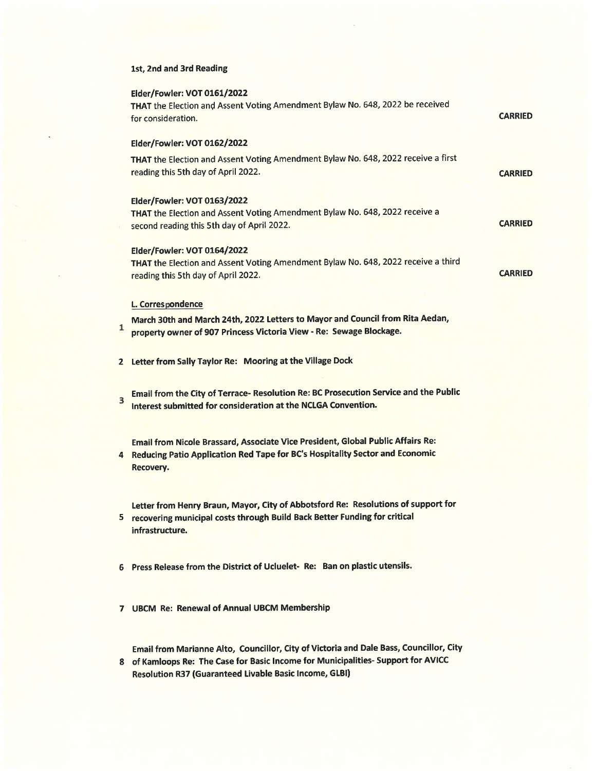**1st, 2nd and 3rd Reading**

**Elder/Fowler: VOT 0161/2022**

**THAT** the Election and Assent Voting Amendment Bylaw No. 648, 2022 be received for consideration. **CARRIED**

**Elder/Fowler: VOT 0162/2022**

**THAT** the Election and Assent Voting Amendment Bylaw No. 648, 2022 receive a first reading this 5th day of April 2022. **CARRIED**

**Elder/Fowler: VOT 0163/2022**

**THAT** the Election and Assent Voting Amendment Bylaw No. 648, 2022 receive a second reading this 5th day of April 2022. **CARRIED**

**Elder/Fowler: VOT 0164/2022**

**THAT** the Election and Assent Voting Amendment Bylaw No. 648, 2022 receive a third reading this 5th day of April 2022. **CARRIED**

**L. Correspondence**

1. **March 30th and March 24th, 2022 Letters to Mayor and Council from Rita Aedan, property owner of 907 Princess Victoria View - Re: Sewage Blockage.**
2. **Letter from Sally Taylor Re: Mooring at the Village Dock**
3. **Email from the City of Terrace- Resolution Re: BC Prosecution Service and the Public Interest submitted for consideration at the NCLGA Convention.**
4. **Email from Nicole Brassard, Associate Vice President, Global Public Affairs Re: Reducing Patio Application Red Tape for BC's Hospitality Sector and Economic Recovery.**
5. **Letter from Henry Braun, Mayor, City of Abbotsford Re: Resolutions of support for recovering municipal costs through Build Back Better Funding for critical infrastructure.**
6. **Press Release from the District of Ucluelet- Re: Ban on plastic utensils.**
7. **UBCM Re: Renewal of Annual UBCM Membership**
8. **Email from Marianne Alto, Councillor, City of Victoria and Dale Bass, Councillor, City of Kamloops Re: The Case for Basic Income for Municipalities- Support for AVICC Resolution R37 (Guaranteed Livable Basic Income, GLBI)**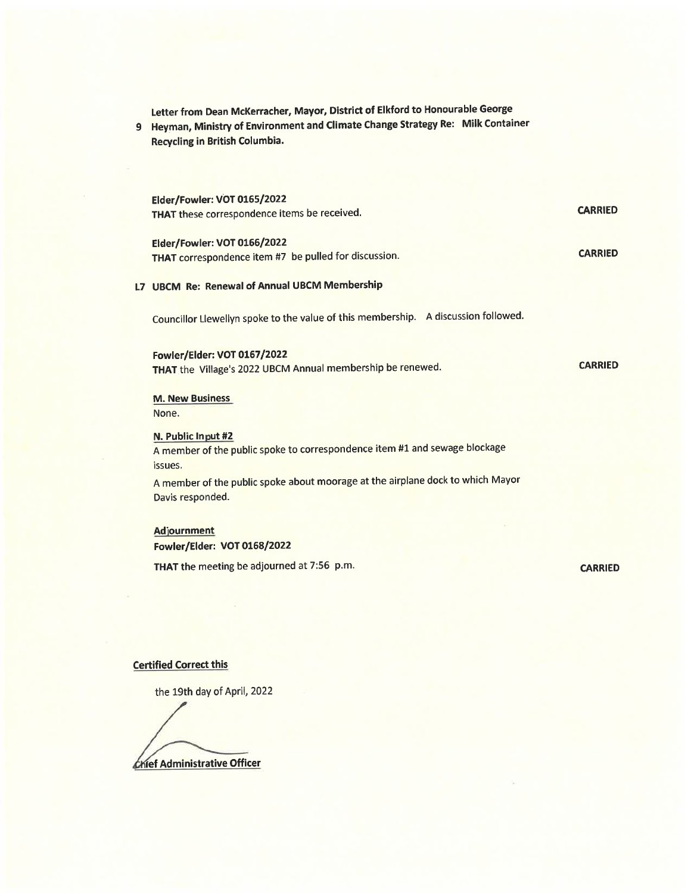9 **Letter from Dean McKerracher, Mayor, District of Elkford to Honourable George Heyman, Ministry of Environment and Climate Change Strategy Re: Milk Container Recycling in British Columbia.**

**Elder/Fowler: VOT 0165/2022**
**THAT** these correspondence items be received. **CARRIED**

**Elder/Fowler: VOT 0166/2022**
**THAT** correspondence item #7 be pulled for discussion. **CARRIED**

**L7 UBCM Re: Renewal of Annual UBCM Membership**

Councillor Llewellyn spoke to the value of this membership. A discussion followed.

**Fowler/Elder: VOT 0167/2022**
**THAT** the Village's 2022 UBCM Annual membership be renewed. **CARRIED**

**M. New Business**
None.

**N. Public Input #2**
A member of the public spoke to correspondence item #1 and sewage blockage issues.

A member of the public spoke about moorage at the airplane dock to which Mayor Davis responded.

**Adjournment**
**Fowler/Elder: VOT 0168/2022**

**THAT** the meeting be adjourned at 7:56 p.m. **CARRIED**

**Certified Correct this**

the 19th day of April, 2022

**Chief Administrative Officer**